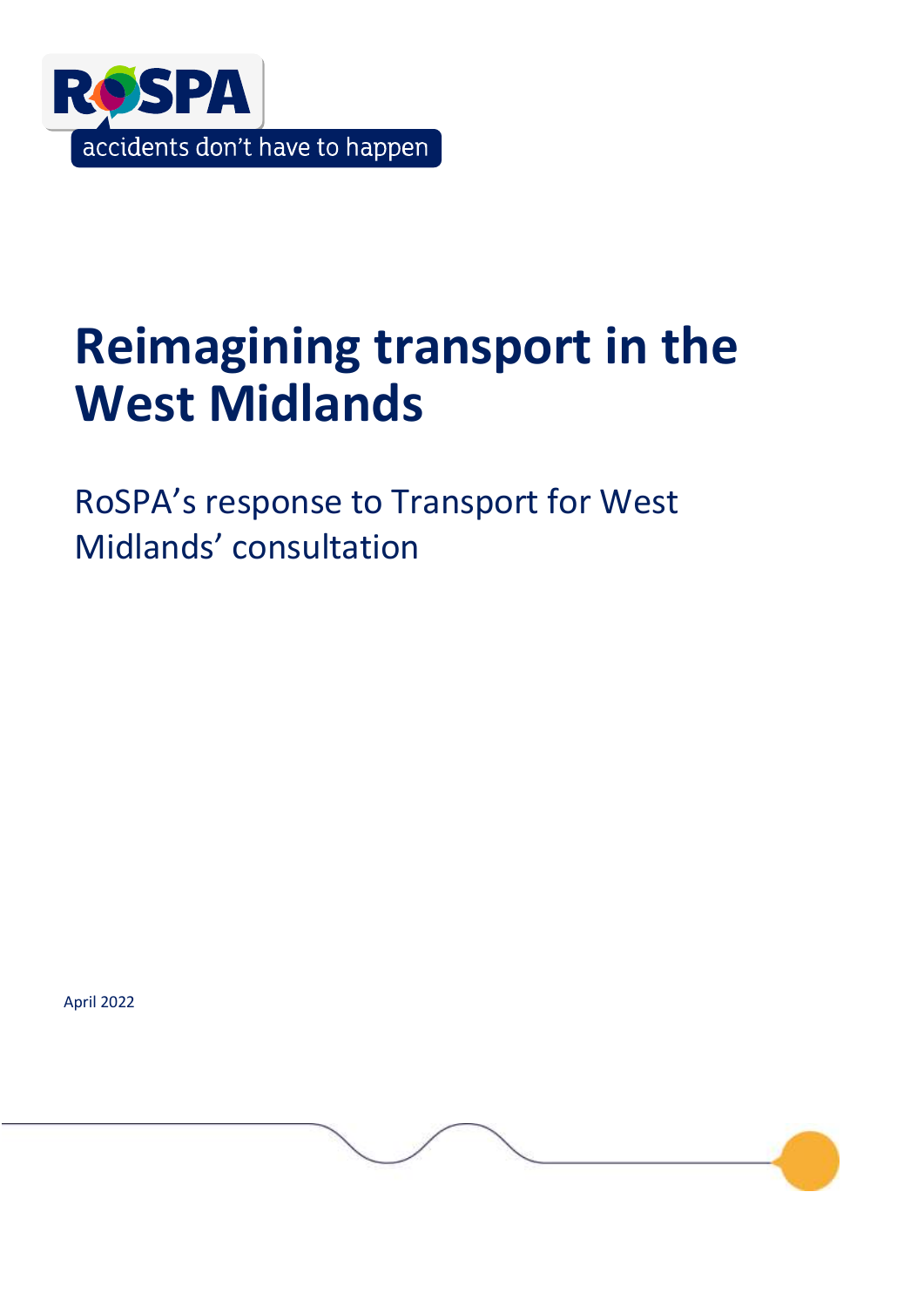RoSPA

accidents don't have to happen

# Reimagining transport in the West Midlands

## RoSPA's response to Transport for West Midlands' consultation

April 2022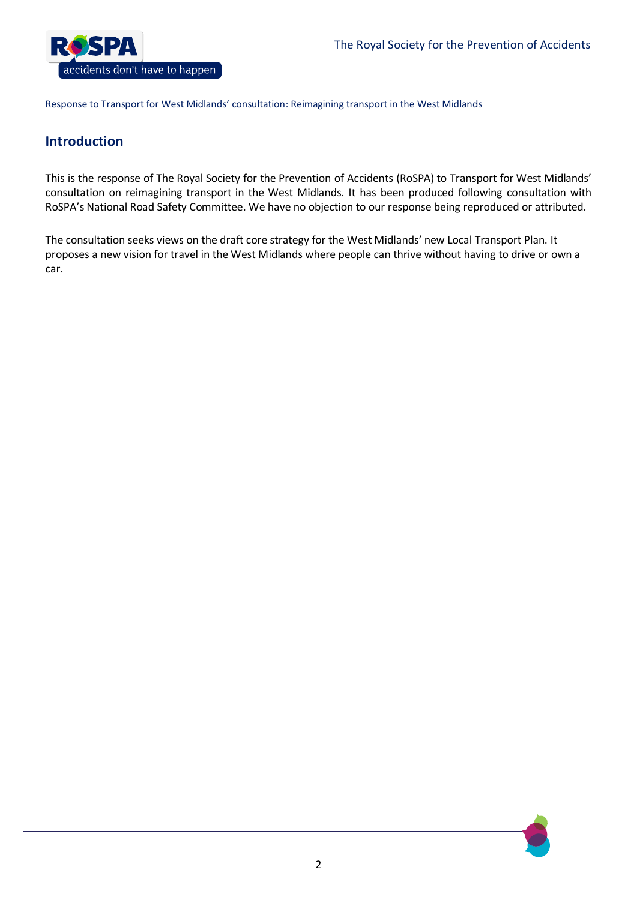Response to Transport for West Midlands' consultation: Reimagining transport in the West Midlands

## Introduction

This is the response of The Royal Society for the Prevention of Accidents (RoSPA) to Transport for West Midlands' consultation on reimagining transport in the West Midlands. It has been produced following consultation with RoSPA's National Road Safety Committee. We have no objection to our response being reproduced or attributed.

The consultation seeks views on the draft core strategy for the West Midlands' new Local Transport Plan. It proposes a new vision for travel in the West Midlands where people can thrive without having to drive or own a car.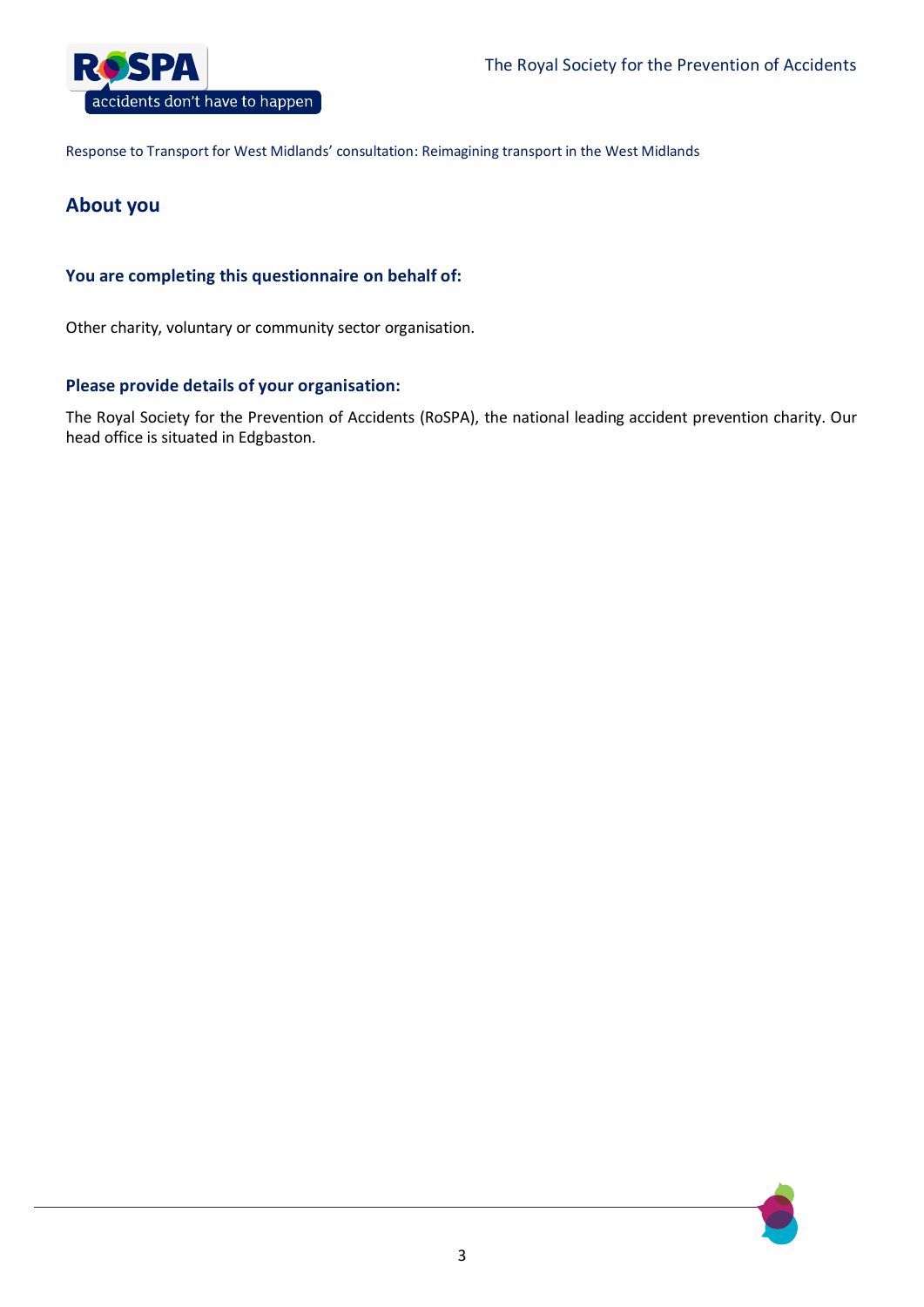Response to Transport for West Midlands' consultation: Reimagining transport in the West Midlands

## About you

### You are completing this questionnaire on behalf of:

Other charity, voluntary or community sector organisation.

### Please provide details of your organisation:

The Royal Society for the Prevention of Accidents (RoSPA), the national leading accident prevention charity. Our head office is situated in Edgbaston.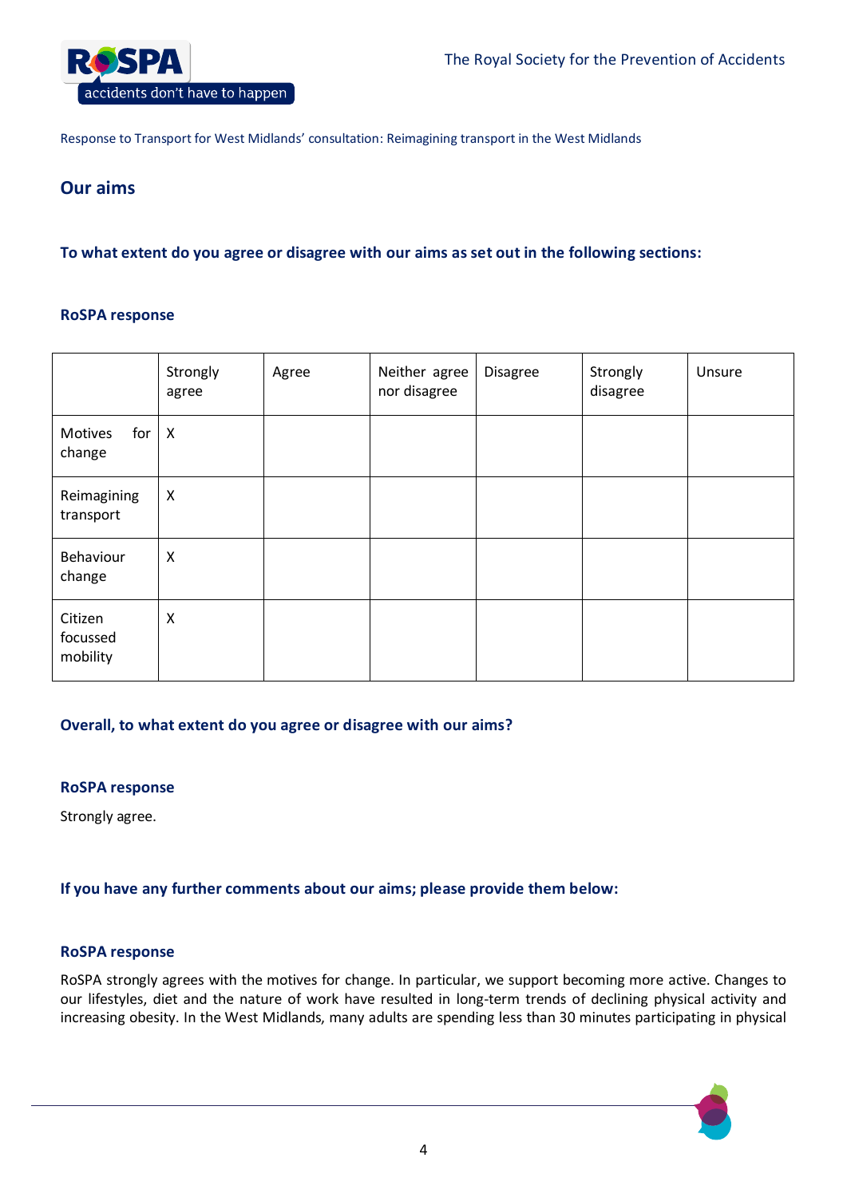Response to Transport for West Midlands' consultation: Reimagining transport in the West Midlands

## Our aims

### To what extent do you agree or disagree with our aims as set out in the following sections:

#### RoSPA response

| | Strongly agree | Agree | Neither agree nor disagree | Disagree | Strongly disagree | Unsure |
|---|---|---|---|---|---|---|
| Motives for change | X | | | | | |
| Reimagining transport | X | | | | | |
| Behaviour change | X | | | | | |
| Citizen focussed mobility | X | | | | | |

### Overall, to what extent do you agree or disagree with our aims?

#### RoSPA response

Strongly agree.

### If you have any further comments about our aims; please provide them below:

#### RoSPA response

RoSPA strongly agrees with the motives for change. In particular, we support becoming more active. Changes to our lifestyles, diet and the nature of work have resulted in long-term trends of declining physical activity and increasing obesity. In the West Midlands, many adults are spending less than 30 minutes participating in physical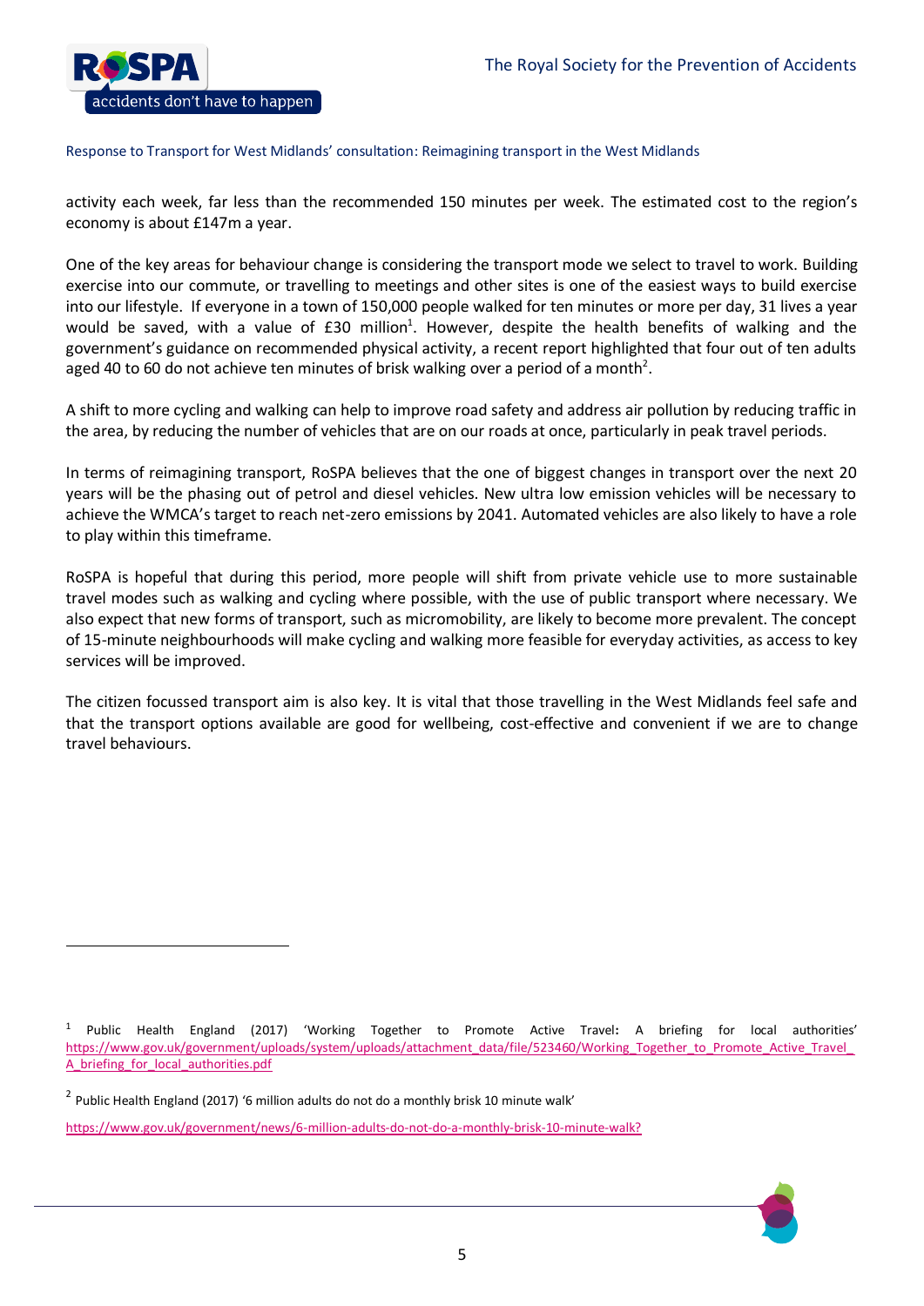activity each week, far less than the recommended 150 minutes per week. The estimated cost to the region's economy is about £147m a year.

One of the key areas for behaviour change is considering the transport mode we select to travel to work. Building exercise into our commute, or travelling to meetings and other sites is one of the easiest ways to build exercise into our lifestyle. If everyone in a town of 150,000 people walked for ten minutes or more per day, 31 lives a year would be saved, with a value of £30 million[1]. However, despite the health benefits of walking and the government's guidance on recommended physical activity, a recent report highlighted that four out of ten adults aged 40 to 60 do not achieve ten minutes of brisk walking over a period of a month[2].

A shift to more cycling and walking can help to improve road safety and address air pollution by reducing traffic in the area, by reducing the number of vehicles that are on our roads at once, particularly in peak travel periods.

In terms of reimagining transport, RoSPA believes that the one of biggest changes in transport over the next 20 years will be the phasing out of petrol and diesel vehicles. New ultra low emission vehicles will be necessary to achieve the WMCA's target to reach net-zero emissions by 2041. Automated vehicles are also likely to have a role to play within this timeframe.

RoSPA is hopeful that during this period, more people will shift from private vehicle use to more sustainable travel modes such as walking and cycling where possible, with the use of public transport where necessary. We also expect that new forms of transport, such as micromobility, are likely to become more prevalent. The concept of 15-minute neighbourhoods will make cycling and walking more feasible for everyday activities, as access to key services will be improved.

The citizen focussed transport aim is also key. It is vital that those travelling in the West Midlands feel safe and that the transport options available are good for wellbeing, cost-effective and convenient if we are to change travel behaviours.

---

[1] Public Health England (2017) 'Working Together to Promote Active Travel: A briefing for local authorities' https://www.gov.uk/government/uploads/system/uploads/attachment_data/file/523460/Working_Together_to_Promote_Active_Travel_A_briefing_for_local_authorities.pdf

[2] Public Health England (2017) '6 million adults do not do a monthly brisk 10 minute walk' https://www.gov.uk/government/news/6-million-adults-do-not-do-a-monthly-brisk-10-minute-walk?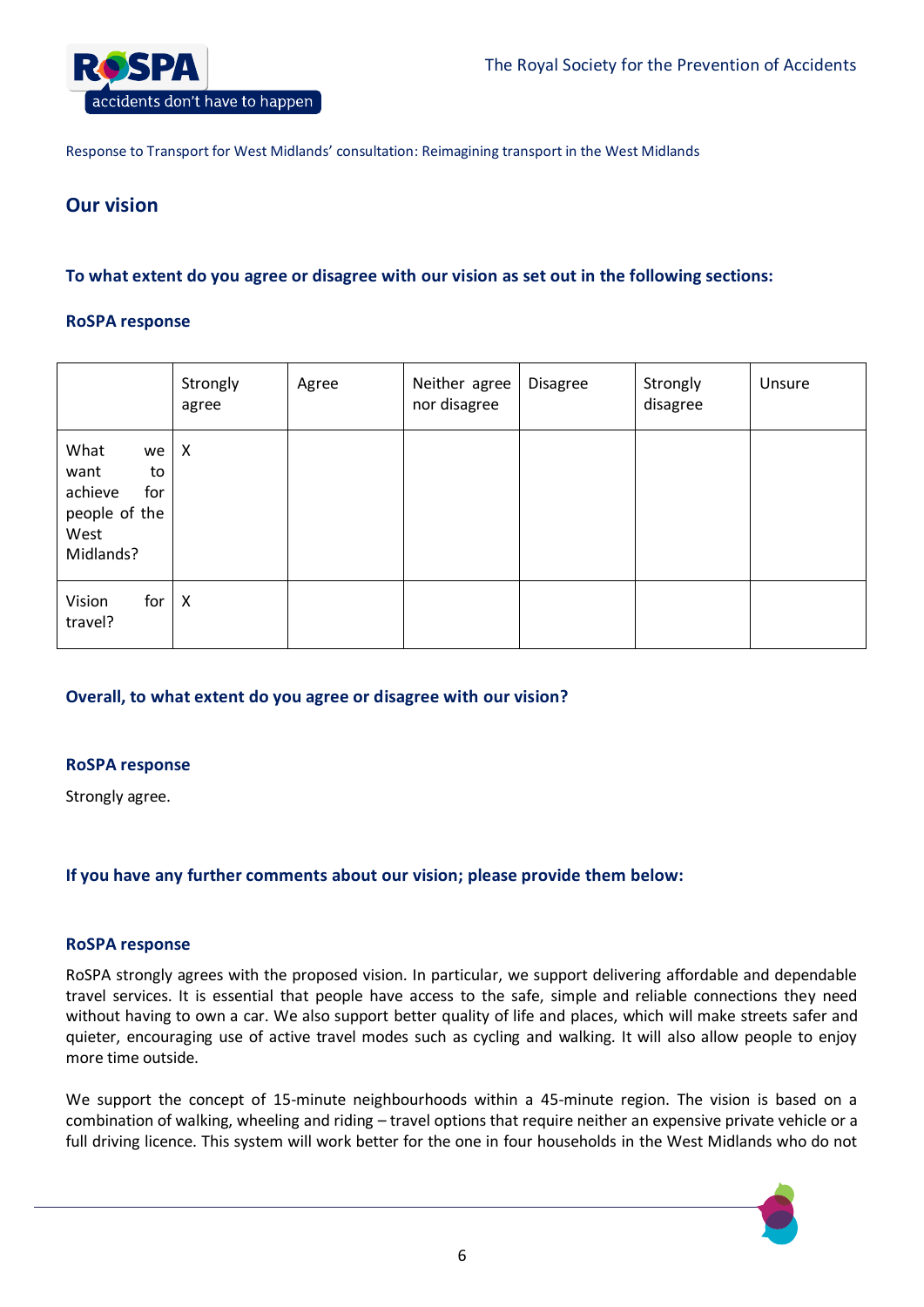Response to Transport for West Midlands' consultation: Reimagining transport in the West Midlands

## Our vision

### To what extent do you agree or disagree with our vision as set out in the following sections:

**RoSPA response**

| | Strongly agree | Agree | Neither agree nor disagree | Disagree | Strongly disagree | Unsure |
|---|---|---|---|---|---|---|
| What we want to achieve for people of the West Midlands? | X | | | | | |
| Vision for travel? | X | | | | | |

### Overall, to what extent do you agree or disagree with our vision?

**RoSPA response**

Strongly agree.

### If you have any further comments about our vision; please provide them below:

**RoSPA response**

RoSPA strongly agrees with the proposed vision. In particular, we support delivering affordable and dependable travel services. It is essential that people have access to the safe, simple and reliable connections they need without having to own a car. We also support better quality of life and places, which will make streets safer and quieter, encouraging use of active travel modes such as cycling and walking. It will also allow people to enjoy more time outside.

We support the concept of 15-minute neighbourhoods within a 45-minute region. The vision is based on a combination of walking, wheeling and riding – travel options that require neither an expensive private vehicle or a full driving licence. This system will work better for the one in four households in the West Midlands who do not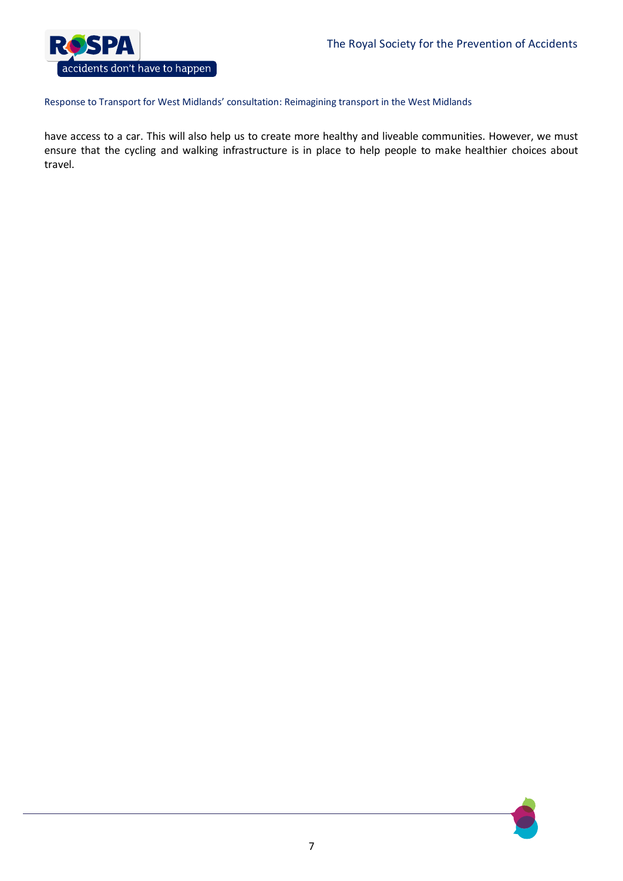have access to a car. This will also help us to create more healthy and liveable communities. However, we must ensure that the cycling and walking infrastructure is in place to help people to make healthier choices about travel.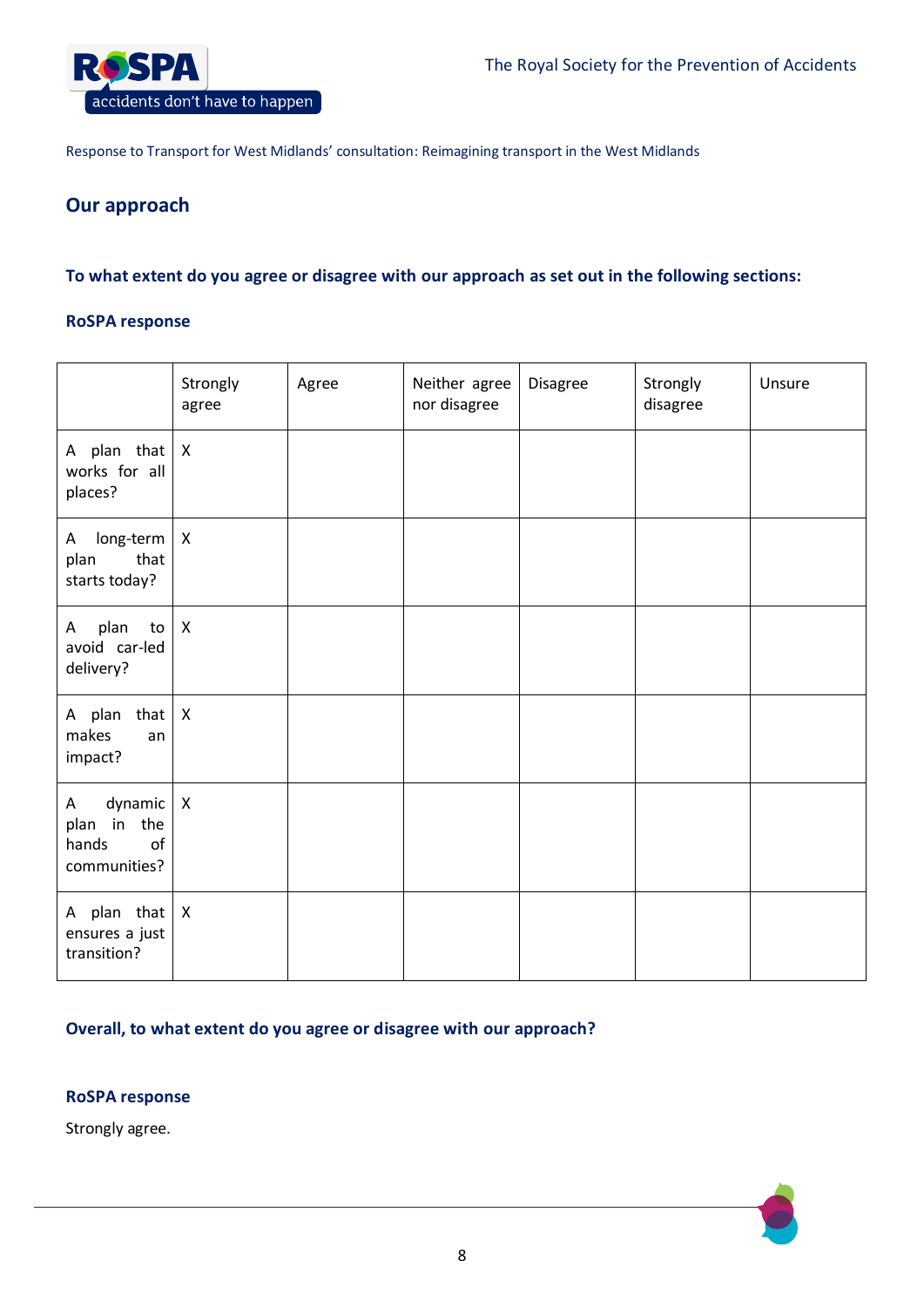Response to Transport for West Midlands' consultation: Reimagining transport in the West Midlands

## Our approach

### To what extent do you agree or disagree with our approach as set out in the following sections:

#### RoSPA response

| | Strongly agree | Agree | Neither agree nor disagree | Disagree | Strongly disagree | Unsure |
|---|---|---|---|---|---|---|
| A plan that works for all places? | X | | | | | |
| A long-term plan that starts today? | X | | | | | |
| A plan to avoid car-led delivery? | X | | | | | |
| A plan that makes an impact? | X | | | | | |
| A dynamic plan in the hands of communities? | X | | | | | |
| A plan that ensures a just transition? | X | | | | | |

### Overall, to what extent do you agree or disagree with our approach?

#### RoSPA response

Strongly agree.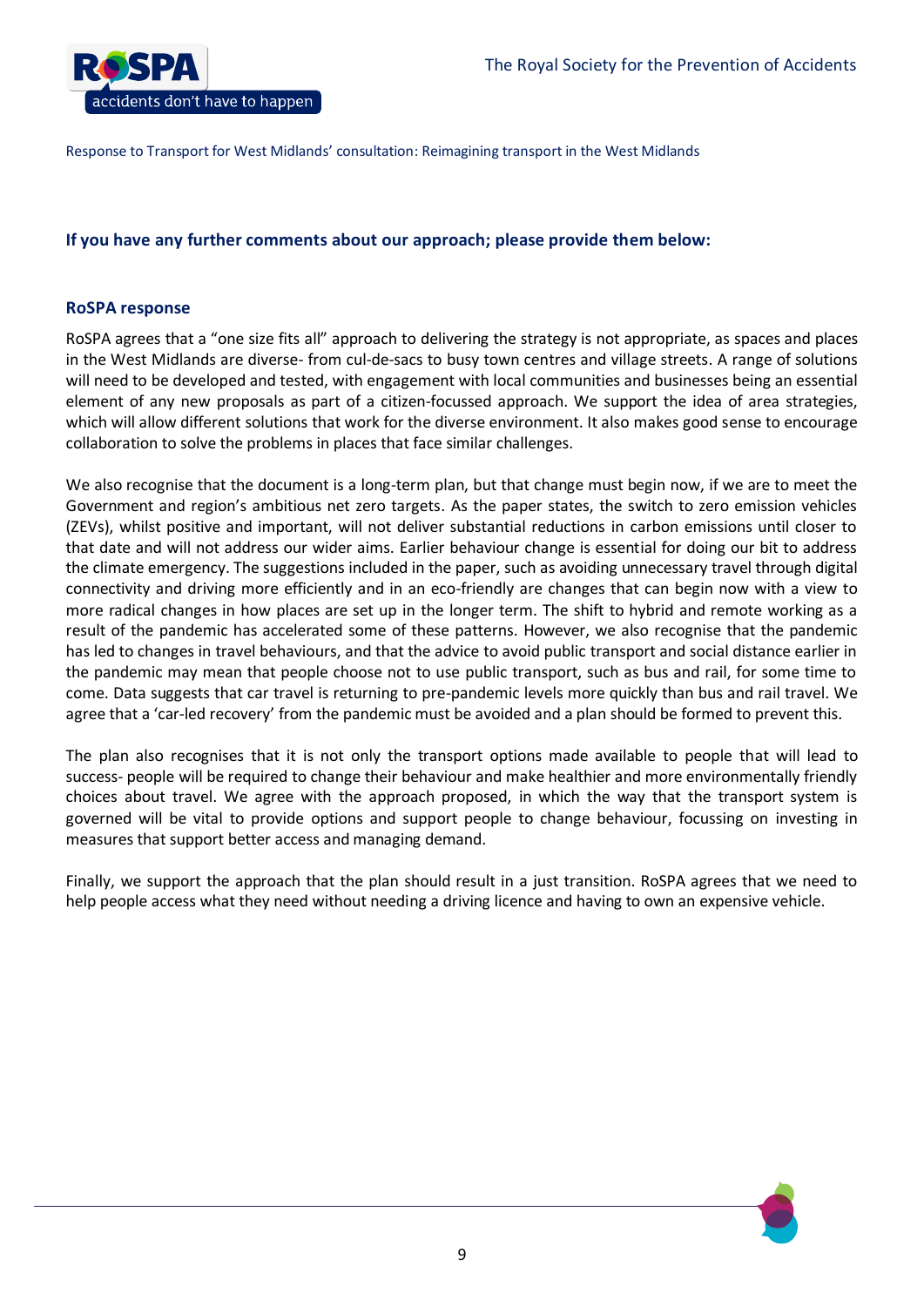**If you have any further comments about our approach; please provide them below:**

**RoSPA response**

RoSPA agrees that a "one size fits all" approach to delivering the strategy is not appropriate, as spaces and places in the West Midlands are diverse- from cul-de-sacs to busy town centres and village streets. A range of solutions will need to be developed and tested, with engagement with local communities and businesses being an essential element of any new proposals as part of a citizen-focussed approach. We support the idea of area strategies, which will allow different solutions that work for the diverse environment. It also makes good sense to encourage collaboration to solve the problems in places that face similar challenges.

We also recognise that the document is a long-term plan, but that change must begin now, if we are to meet the Government and region's ambitious net zero targets. As the paper states, the switch to zero emission vehicles (ZEVs), whilst positive and important, will not deliver substantial reductions in carbon emissions until closer to that date and will not address our wider aims. Earlier behaviour change is essential for doing our bit to address the climate emergency. The suggestions included in the paper, such as avoiding unnecessary travel through digital connectivity and driving more efficiently and in an eco-friendly are changes that can begin now with a view to more radical changes in how places are set up in the longer term. The shift to hybrid and remote working as a result of the pandemic has accelerated some of these patterns. However, we also recognise that the pandemic has led to changes in travel behaviours, and that the advice to avoid public transport and social distance earlier in the pandemic may mean that people choose not to use public transport, such as bus and rail, for some time to come. Data suggests that car travel is returning to pre-pandemic levels more quickly than bus and rail travel. We agree that a 'car-led recovery' from the pandemic must be avoided and a plan should be formed to prevent this.

The plan also recognises that it is not only the transport options made available to people that will lead to success- people will be required to change their behaviour and make healthier and more environmentally friendly choices about travel. We agree with the approach proposed, in which the way that the transport system is governed will be vital to provide options and support people to change behaviour, focussing on investing in measures that support better access and managing demand.

Finally, we support the approach that the plan should result in a just transition. RoSPA agrees that we need to help people access what they need without needing a driving licence and having to own an expensive vehicle.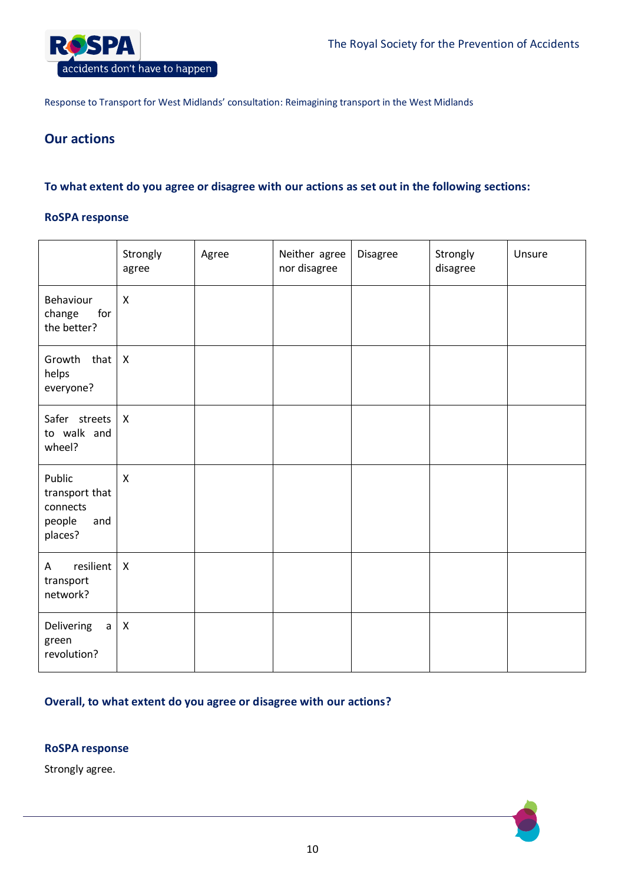## Our actions

### To what extent do you agree or disagree with our actions as set out in the following sections:

#### RoSPA response

| | Strongly agree | Agree | Neither agree nor disagree | Disagree | Strongly disagree | Unsure |
|---|---|---|---|---|---|---|
| Behaviour change for the better? | X | | | | | |
| Growth that helps everyone? | X | | | | | |
| Safer streets to walk and wheel? | X | | | | | |
| Public transport that connects people and places? | X | | | | | |
| A resilient transport network? | X | | | | | |
| Delivering a green revolution? | X | | | | | |

### Overall, to what extent do you agree or disagree with our actions?

#### RoSPA response

Strongly agree.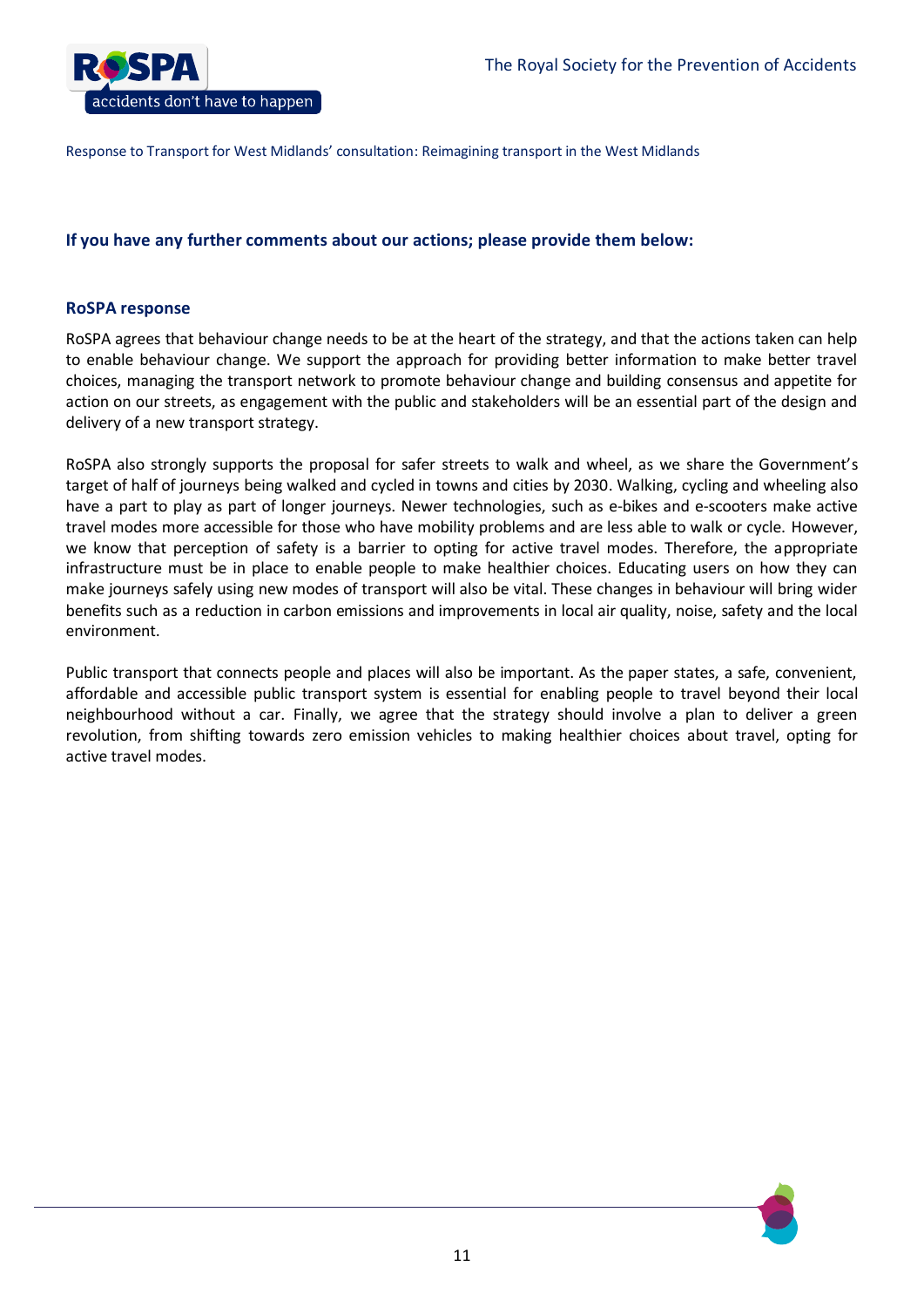**If you have any further comments about our actions; please provide them below:**

**RoSPA response**

RoSPA agrees that behaviour change needs to be at the heart of the strategy, and that the actions taken can help to enable behaviour change. We support the approach for providing better information to make better travel choices, managing the transport network to promote behaviour change and building consensus and appetite for action on our streets, as engagement with the public and stakeholders will be an essential part of the design and delivery of a new transport strategy.

RoSPA also strongly supports the proposal for safer streets to walk and wheel, as we share the Government's target of half of journeys being walked and cycled in towns and cities by 2030. Walking, cycling and wheeling also have a part to play as part of longer journeys. Newer technologies, such as e-bikes and e-scooters make active travel modes more accessible for those who have mobility problems and are less able to walk or cycle. However, we know that perception of safety is a barrier to opting for active travel modes. Therefore, the appropriate infrastructure must be in place to enable people to make healthier choices. Educating users on how they can make journeys safely using new modes of transport will also be vital. These changes in behaviour will bring wider benefits such as a reduction in carbon emissions and improvements in local air quality, noise, safety and the local environment.

Public transport that connects people and places will also be important. As the paper states, a safe, convenient, affordable and accessible public transport system is essential for enabling people to travel beyond their local neighbourhood without a car. Finally, we agree that the strategy should involve a plan to deliver a green revolution, from shifting towards zero emission vehicles to making healthier choices about travel, opting for active travel modes.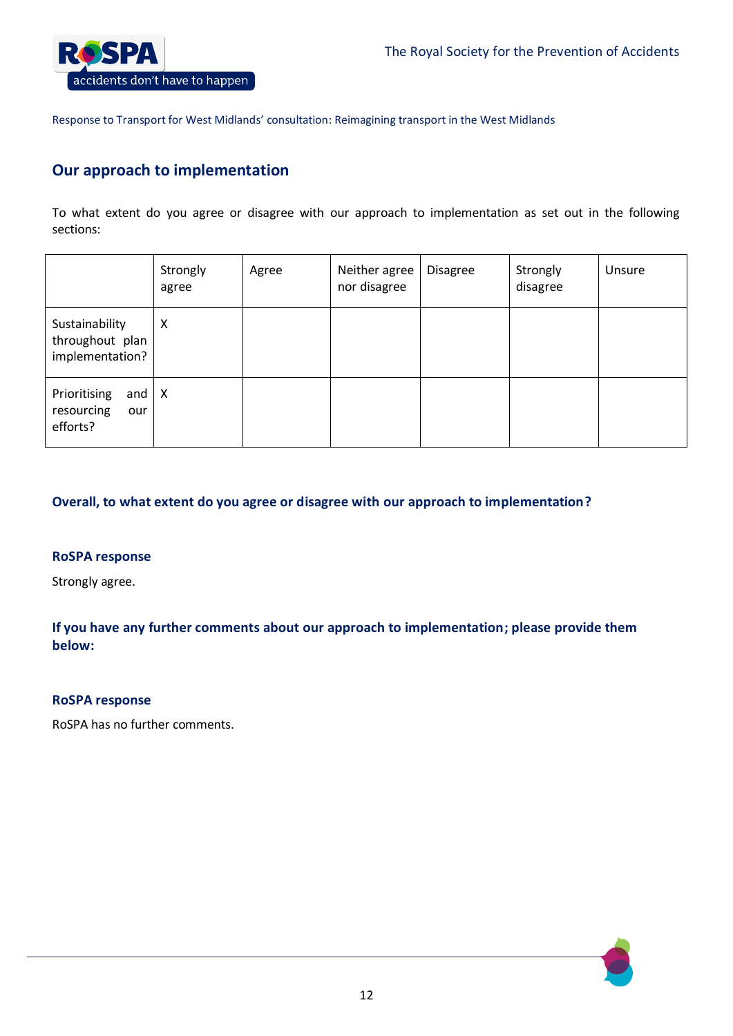## Our approach to implementation

To what extent do you agree or disagree with our approach to implementation as set out in the following sections:

| | Strongly agree | Agree | Neither agree nor disagree | Disagree | Strongly disagree | Unsure |
|---|---|---|---|---|---|---|
| Sustainability throughout plan implementation? | X | | | | | |
| Prioritising and resourcing our efforts? | X | | | | | |

### Overall, to what extent do you agree or disagree with our approach to implementation?

**RoSPA response**

Strongly agree.

### If you have any further comments about our approach to implementation; please provide them below:

**RoSPA response**

RoSPA has no further comments.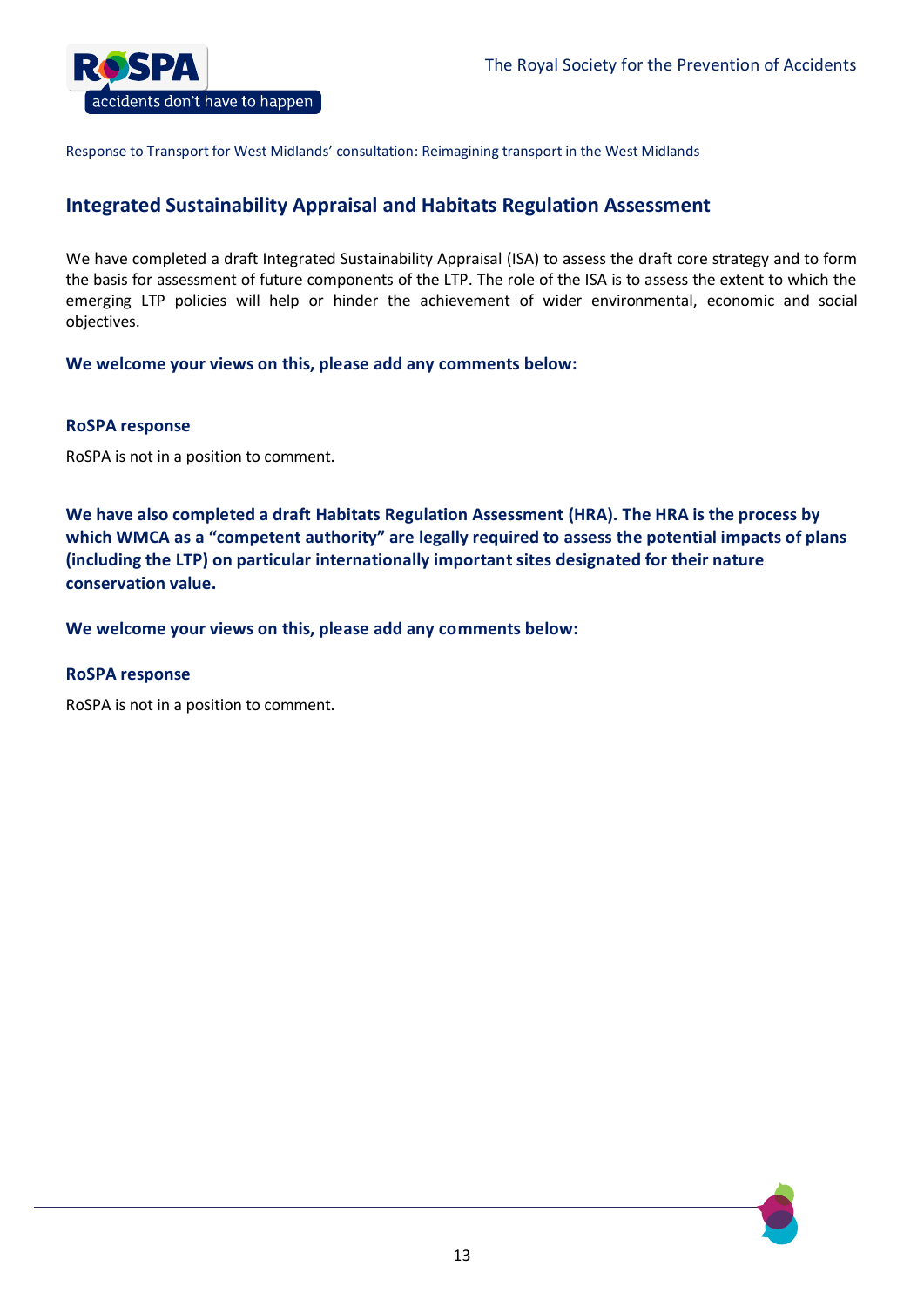## Integrated Sustainability Appraisal and Habitats Regulation Assessment

We have completed a draft Integrated Sustainability Appraisal (ISA) to assess the draft core strategy and to form the basis for assessment of future components of the LTP. The role of the ISA is to assess the extent to which the emerging LTP policies will help or hinder the achievement of wider environmental, economic and social objectives.

**We welcome your views on this, please add any comments below:**

**RoSPA response**

RoSPA is not in a position to comment.

**We have also completed a draft Habitats Regulation Assessment (HRA). The HRA is the process by which WMCA as a "competent authority" are legally required to assess the potential impacts of plans (including the LTP) on particular internationally important sites designated for their nature conservation value.**

**We welcome your views on this, please add any comments below:**

**RoSPA response**

RoSPA is not in a position to comment.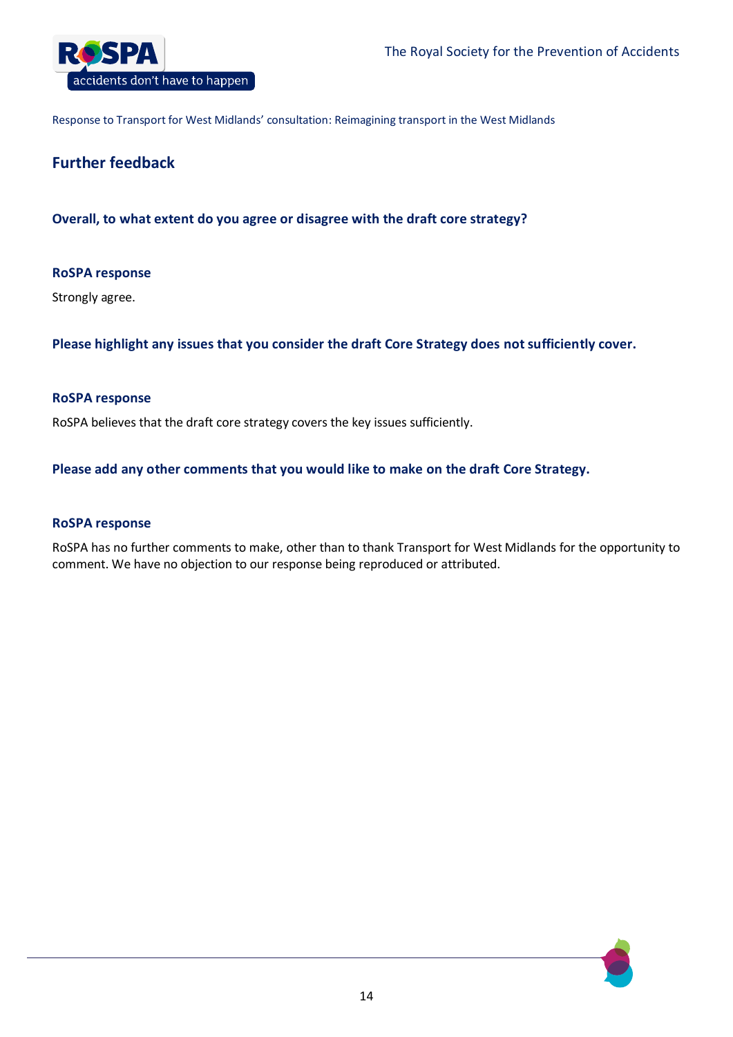## Further feedback

### Overall, to what extent do you agree or disagree with the draft core strategy?

#### RoSPA response

Strongly agree.

### Please highlight any issues that you consider the draft Core Strategy does not sufficiently cover.

#### RoSPA response

RoSPA believes that the draft core strategy covers the key issues sufficiently.

### Please add any other comments that you would like to make on the draft Core Strategy.

#### RoSPA response

RoSPA has no further comments to make, other than to thank Transport for West Midlands for the opportunity to comment. We have no objection to our response being reproduced or attributed.